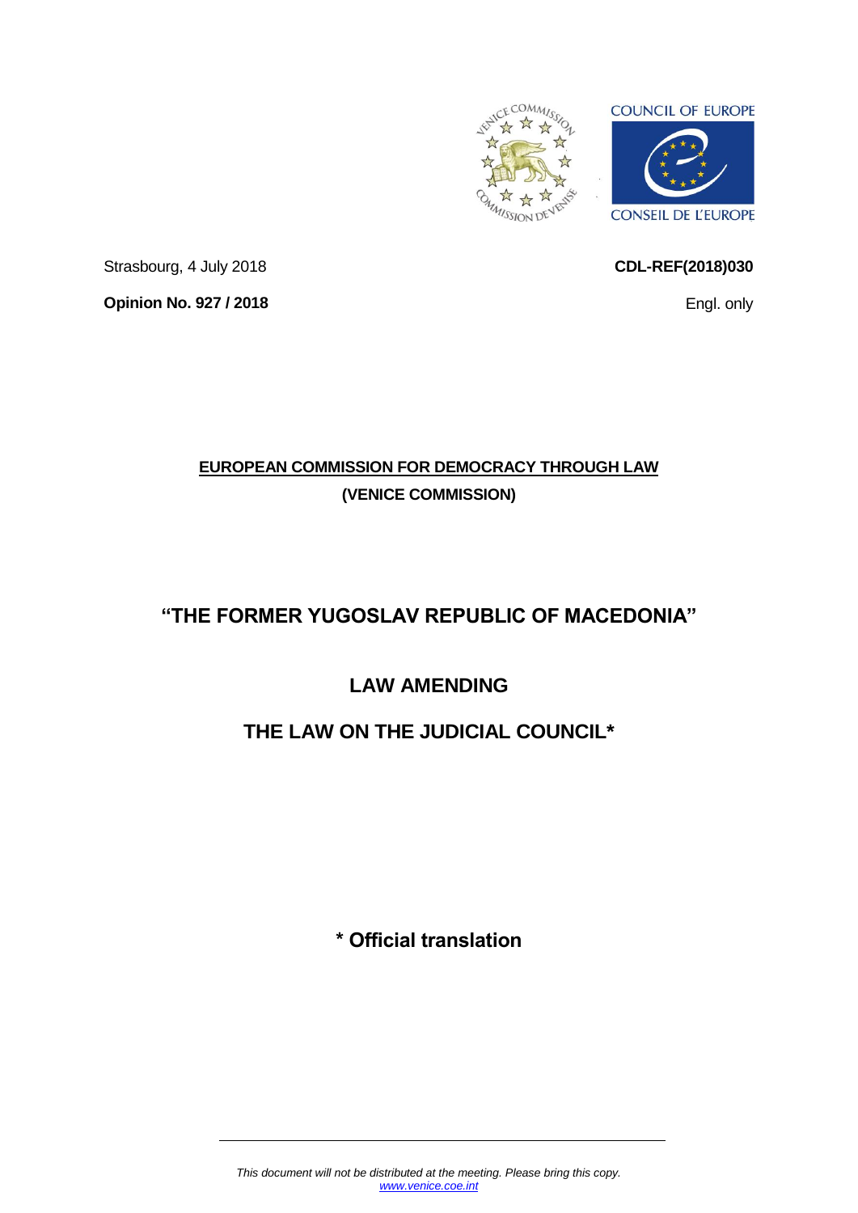Strasbourg, 4 July 2018

**CDL-REF(2018)030**

**Opinion No. 927 / 2018**

Engl. only

**EUROPEAN COMMISSION FOR DEMOCRACY THROUGH LAW**

**(VENICE COMMISSION)**

# "THE FORMER YUGOSLAV REPUBLIC OF MACEDONIA"

## LAW AMENDING

## THE LAW ON THE JUDICIAL COUNCIL*

**\* Official translation**

*This document will not be distributed at the meeting. Please bring this copy.*
*www.venice.coe.int*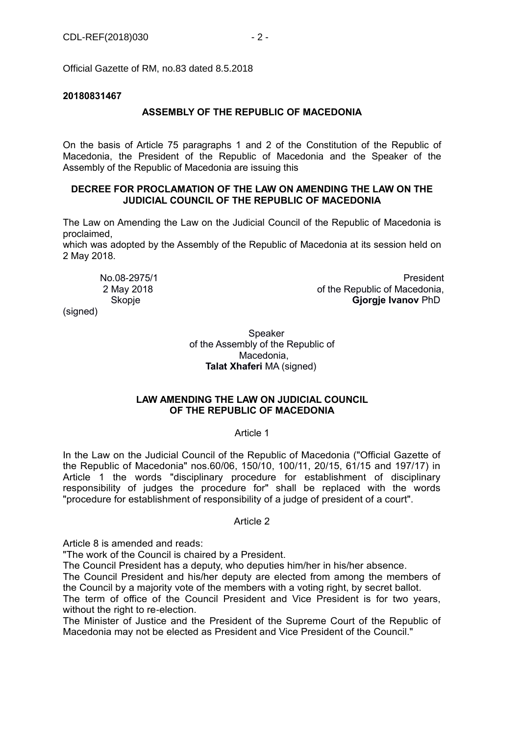Official Gazette of RM, no.83 dated 8.5.2018

**20180831467**

**ASSEMBLY OF THE REPUBLIC OF MACEDONIA**

On the basis of Article 75 paragraphs 1 and 2 of the Constitution of the Republic of Macedonia, the President of the Republic of Macedonia and the Speaker of the Assembly of the Republic of Macedonia are issuing this

**DECREE FOR PROCLAMATION OF THE LAW ON AMENDING THE LAW ON THE JUDICIAL COUNCIL OF THE REPUBLIC OF MACEDONIA**

The Law on Amending the Law on the Judicial Council of the Republic of Macedonia is proclaimed,
which was adopted by the Assembly of the Republic of Macedonia at its session held on 2 May 2018.

No.08-2975/1
2 May 2018
Skopje
(signed)

President
of the Republic of Macedonia,
**Gjorgje Ivanov** PhD

Speaker
of the Assembly of the Republic of Macedonia,
**Talat Xhaferi** MA (signed)

**LAW AMENDING THE LAW ON JUDICIAL COUNCIL OF THE REPUBLIC OF MACEDONIA**

Article 1

In the Law on the Judicial Council of the Republic of Macedonia ("Official Gazette of the Republic of Macedonia" nos.60/06, 150/10, 100/11, 20/15, 61/15 and 197/17) in Article 1 the words "disciplinary procedure for establishment of disciplinary responsibility of judges the procedure for" shall be replaced with the words "procedure for establishment of responsibility of a judge of president of a court".

Article 2

Article 8 is amended and reads:
"The work of the Council is chaired by a President.
The Council President has a deputy, who deputies him/her in his/her absence.
The Council President and his/her deputy are elected from among the members of the Council by a majority vote of the members with a voting right, by secret ballot.
The term of office of the Council President and Vice President is for two years, without the right to re-election.
The Minister of Justice and the President of the Supreme Court of the Republic of Macedonia may not be elected as President and Vice President of the Council."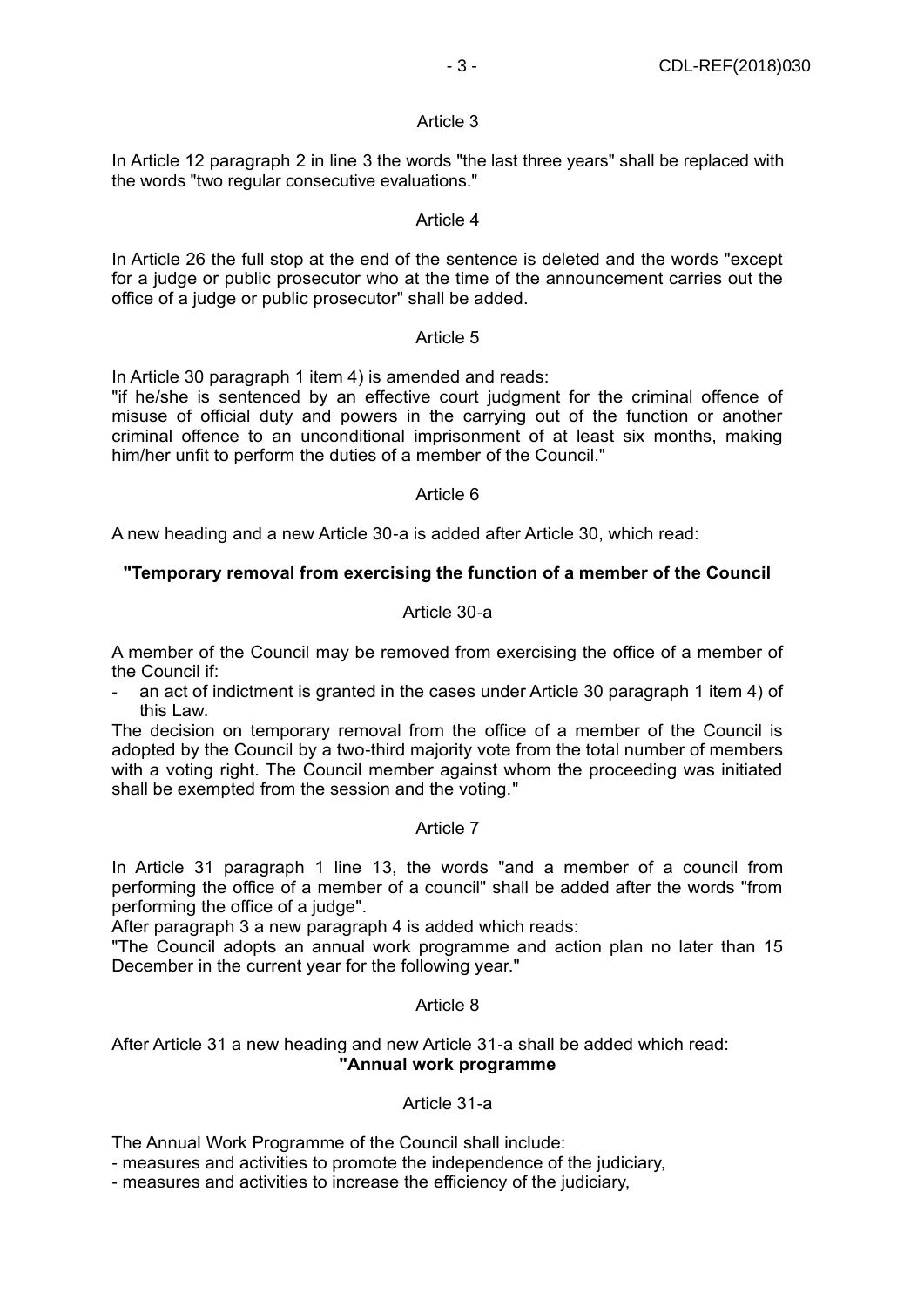Article 3

In Article 12 paragraph 2 in line 3 the words "the last three years" shall be replaced with the words "two regular consecutive evaluations."

Article 4

In Article 26 the full stop at the end of the sentence is deleted and the words "except for a judge or public prosecutor who at the time of the announcement carries out the office of a judge or public prosecutor" shall be added.

Article 5

In Article 30 paragraph 1 item 4) is amended and reads:
"if he/she is sentenced by an effective court judgment for the criminal offence of misuse of official duty and powers in the carrying out of the function or another criminal offence to an unconditional imprisonment of at least six months, making him/her unfit to perform the duties of a member of the Council."

Article 6

A new heading and a new Article 30-a is added after Article 30, which read:

**"Temporary removal from exercising the function of a member of the Council**

Article 30-a

A member of the Council may be removed from exercising the office of a member of the Council if:

- an act of indictment is granted in the cases under Article 30 paragraph 1 item 4) of this Law.

The decision on temporary removal from the office of a member of the Council is adopted by the Council by a two-third majority vote from the total number of members with a voting right. The Council member against whom the proceeding was initiated shall be exempted from the session and the voting."

Article 7

In Article 31 paragraph 1 line 13, the words "and a member of a council from performing the office of a member of a council" shall be added after the words "from performing the office of a judge".
After paragraph 3 a new paragraph 4 is added which reads:
"The Council adopts an annual work programme and action plan no later than 15 December in the current year for the following year."

Article 8

After Article 31 a new heading and new Article 31-a shall be added which read:
**"Annual work programme**

Article 31-a

The Annual Work Programme of the Council shall include:
- measures and activities to promote the independence of the judiciary,
- measures and activities to increase the efficiency of the judiciary,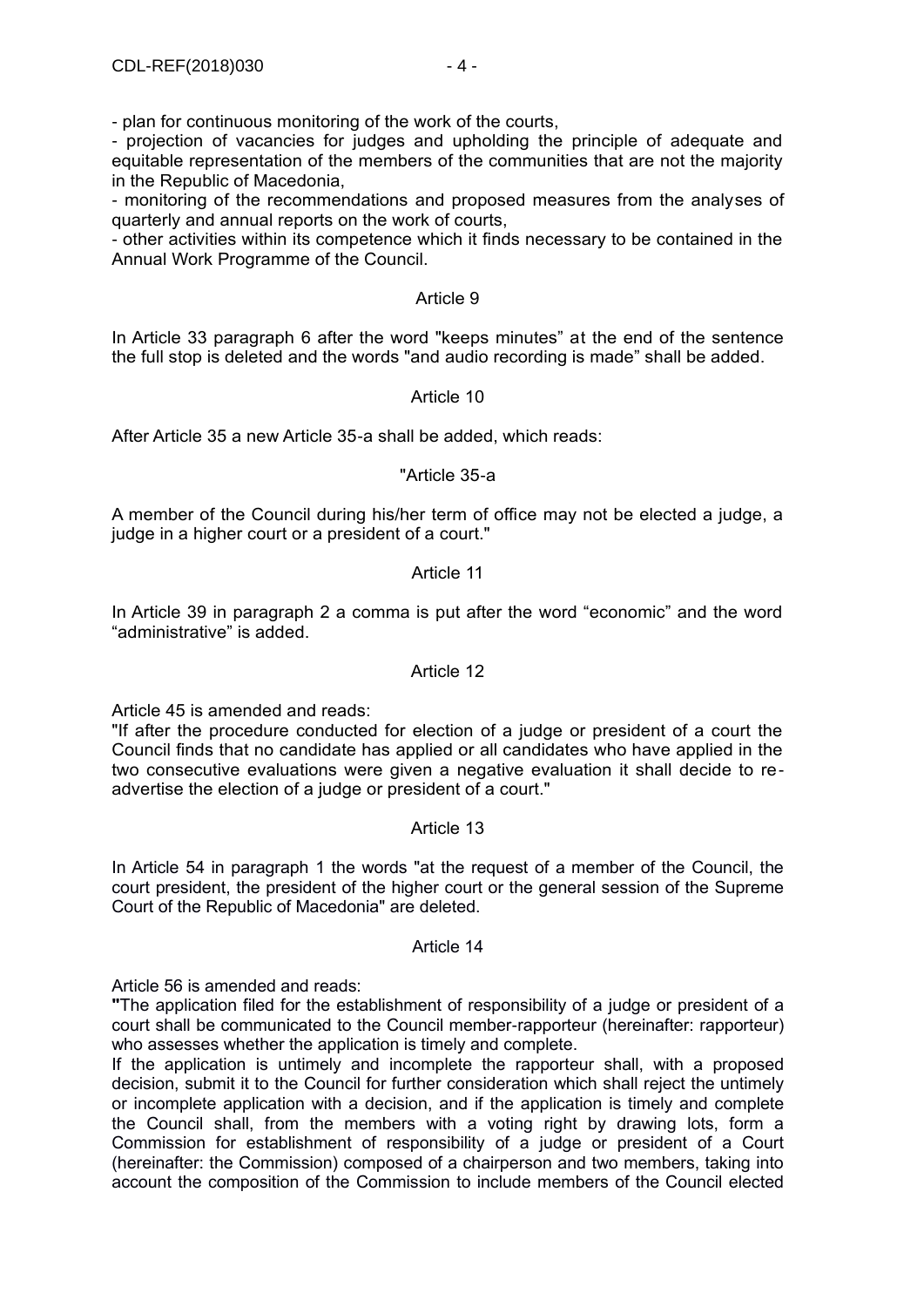- plan for continuous monitoring of the work of the courts,
- projection of vacancies for judges and upholding the principle of adequate and equitable representation of the members of the communities that are not the majority in the Republic of Macedonia,
- monitoring of the recommendations and proposed measures from the analyses of quarterly and annual reports on the work of courts,
- other activities within its competence which it finds necessary to be contained in the Annual Work Programme of the Council.

Article 9

In Article 33 paragraph 6 after the word "keeps minutes" at the end of the sentence the full stop is deleted and the words "and audio recording is made" shall be added.

Article 10

After Article 35 a new Article 35-a shall be added, which reads:

"Article 35-a

A member of the Council during his/her term of office may not be elected a judge, a judge in a higher court or a president of a court."

Article 11

In Article 39 in paragraph 2 a comma is put after the word "economic" and the word "administrative" is added.

Article 12

Article 45 is amended and reads:
"If after the procedure conducted for election of a judge or president of a court the Council finds that no candidate has applied or all candidates who have applied in the two consecutive evaluations were given a negative evaluation it shall decide to re-advertise the election of a judge or president of a court."

Article 13

In Article 54 in paragraph 1 the words "at the request of a member of the Council, the court president, the president of the higher court or the general session of the Supreme Court of the Republic of Macedonia" are deleted.

Article 14

Article 56 is amended and reads:
"The application filed for the establishment of responsibility of a judge or president of a court shall be communicated to the Council member-rapporteur (hereinafter: rapporteur) who assesses whether the application is timely and complete.
If the application is untimely and incomplete the rapporteur shall, with a proposed decision, submit it to the Council for further consideration which shall reject the untimely or incomplete application with a decision, and if the application is timely and complete the Council shall, from the members with a voting right by drawing lots, form a Commission for establishment of responsibility of a judge or president of a Court (hereinafter: the Commission) composed of a chairperson and two members, taking into account the composition of the Commission to include members of the Council elected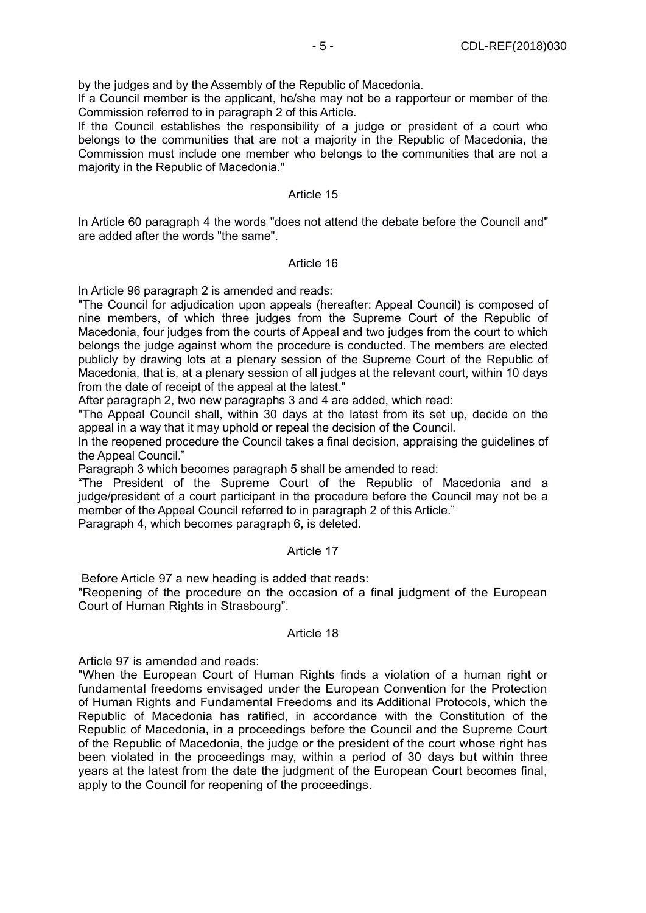by the judges and by the Assembly of the Republic of Macedonia.

If a Council member is the applicant, he/she may not be a rapporteur or member of the Commission referred to in paragraph 2 of this Article.

If the Council establishes the responsibility of a judge or president of a court who belongs to the communities that are not a majority in the Republic of Macedonia, the Commission must include one member who belongs to the communities that are not a majority in the Republic of Macedonia."

Article 15

In Article 60 paragraph 4 the words "does not attend the debate before the Council and" are added after the words "the same".

Article 16

In Article 96 paragraph 2 is amended and reads:

"The Council for adjudication upon appeals (hereafter: Appeal Council) is composed of nine members, of which three judges from the Supreme Court of the Republic of Macedonia, four judges from the courts of Appeal and two judges from the court to which belongs the judge against whom the procedure is conducted. The members are elected publicly by drawing lots at a plenary session of the Supreme Court of the Republic of Macedonia, that is, at a plenary session of all judges at the relevant court, within 10 days from the date of receipt of the appeal at the latest."

After paragraph 2, two new paragraphs 3 and 4 are added, which read:

"The Appeal Council shall, within 30 days at the latest from its set up, decide on the appeal in a way that it may uphold or repeal the decision of the Council.

In the reopened procedure the Council takes a final decision, appraising the guidelines of the Appeal Council."

Paragraph 3 which becomes paragraph 5 shall be amended to read:

"The President of the Supreme Court of the Republic of Macedonia and a judge/president of a court participant in the procedure before the Council may not be a member of the Appeal Council referred to in paragraph 2 of this Article."

Paragraph 4, which becomes paragraph 6, is deleted.

Article 17

Before Article 97 a new heading is added that reads:

"Reopening of the procedure on the occasion of a final judgment of the European Court of Human Rights in Strasbourg".

Article 18

Article 97 is amended and reads:

"When the European Court of Human Rights finds a violation of a human right or fundamental freedoms envisaged under the European Convention for the Protection of Human Rights and Fundamental Freedoms and its Additional Protocols, which the Republic of Macedonia has ratified, in accordance with the Constitution of the Republic of Macedonia, in a proceedings before the Council and the Supreme Court of the Republic of Macedonia, the judge or the president of the court whose right has been violated in the proceedings may, within a period of 30 days but within three years at the latest from the date the judgment of the European Court becomes final, apply to the Council for reopening of the proceedings.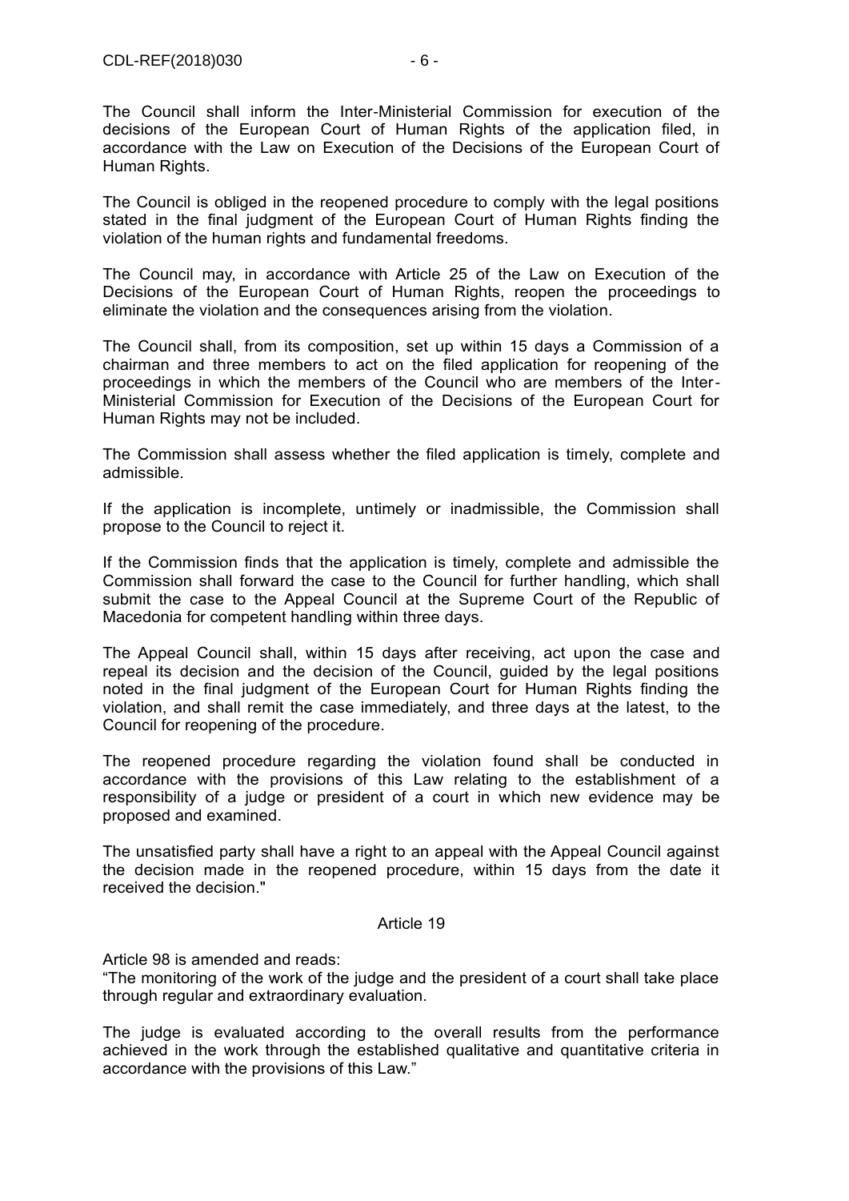The Council shall inform the Inter-Ministerial Commission for execution of the decisions of the European Court of Human Rights of the application filed, in accordance with the Law on Execution of the Decisions of the European Court of Human Rights.

The Council is obliged in the reopened procedure to comply with the legal positions stated in the final judgment of the European Court of Human Rights finding the violation of the human rights and fundamental freedoms.

The Council may, in accordance with Article 25 of the Law on Execution of the Decisions of the European Court of Human Rights, reopen the proceedings to eliminate the violation and the consequences arising from the violation.

The Council shall, from its composition, set up within 15 days a Commission of a chairman and three members to act on the filed application for reopening of the proceedings in which the members of the Council who are members of the Inter-Ministerial Commission for Execution of the Decisions of the European Court for Human Rights may not be included.

The Commission shall assess whether the filed application is timely, complete and admissible.

If the application is incomplete, untimely or inadmissible, the Commission shall propose to the Council to reject it.

If the Commission finds that the application is timely, complete and admissible the Commission shall forward the case to the Council for further handling, which shall submit the case to the Appeal Council at the Supreme Court of the Republic of Macedonia for competent handling within three days.

The Appeal Council shall, within 15 days after receiving, act upon the case and repeal its decision and the decision of the Council, guided by the legal positions noted in the final judgment of the European Court for Human Rights finding the violation, and shall remit the case immediately, and three days at the latest, to the Council for reopening of the procedure.

The reopened procedure regarding the violation found shall be conducted in accordance with the provisions of this Law relating to the establishment of a responsibility of a judge or president of a court in which new evidence may be proposed and examined.

The unsatisfied party shall have a right to an appeal with the Appeal Council against the decision made in the reopened procedure, within 15 days from the date it received the decision."

Article 19

Article 98 is amended and reads:
"The monitoring of the work of the judge and the president of a court shall take place through regular and extraordinary evaluation.

The judge is evaluated according to the overall results from the performance achieved in the work through the established qualitative and quantitative criteria in accordance with the provisions of this Law."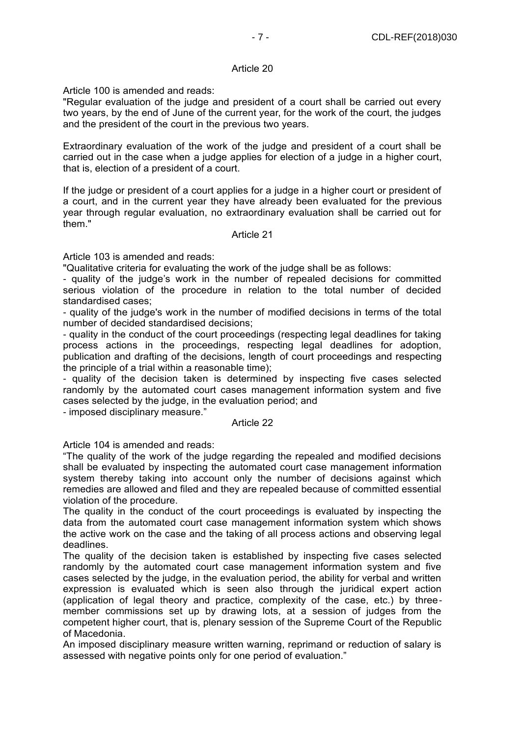Article 20

Article 100 is amended and reads:

"Regular evaluation of the judge and president of a court shall be carried out every two years, by the end of June of the current year, for the work of the court, the judges and the president of the court in the previous two years.

Extraordinary evaluation of the work of the judge and president of a court shall be carried out in the case when a judge applies for election of a judge in a higher court, that is, election of a president of a court.

If the judge or president of a court applies for a judge in a higher court or president of a court, and in the current year they have already been evaluated for the previous year through regular evaluation, no extraordinary evaluation shall be carried out for them."

Article 21

Article 103 is amended and reads:

"Qualitative criteria for evaluating the work of the judge shall be as follows:

- quality of the judge's work in the number of repealed decisions for committed serious violation of the procedure in relation to the total number of decided standardised cases;
- quality of the judge's work in the number of modified decisions in terms of the total number of decided standardised decisions;
- quality in the conduct of the court proceedings (respecting legal deadlines for taking process actions in the proceedings, respecting legal deadlines for adoption, publication and drafting of the decisions, length of court proceedings and respecting the principle of a trial within a reasonable time);
- quality of the decision taken is determined by inspecting five cases selected randomly by the automated court cases management information system and five cases selected by the judge, in the evaluation period; and
- imposed disciplinary measure."

Article 22

Article 104 is amended and reads:

"The quality of the work of the judge regarding the repealed and modified decisions shall be evaluated by inspecting the automated court case management information system thereby taking into account only the number of decisions against which remedies are allowed and filed and they are repealed because of committed essential violation of the procedure.

The quality in the conduct of the court proceedings is evaluated by inspecting the data from the automated court case management information system which shows the active work on the case and the taking of all process actions and observing legal deadlines.

The quality of the decision taken is established by inspecting five cases selected randomly by the automated court case management information system and five cases selected by the judge, in the evaluation period, the ability for verbal and written expression is evaluated which is seen also through the juridical expert action (application of legal theory and practice, complexity of the case, etc.) by three-member commissions set up by drawing lots, at a session of judges from the competent higher court, that is, plenary session of the Supreme Court of the Republic of Macedonia.

An imposed disciplinary measure written warning, reprimand or reduction of salary is assessed with negative points only for one period of evaluation."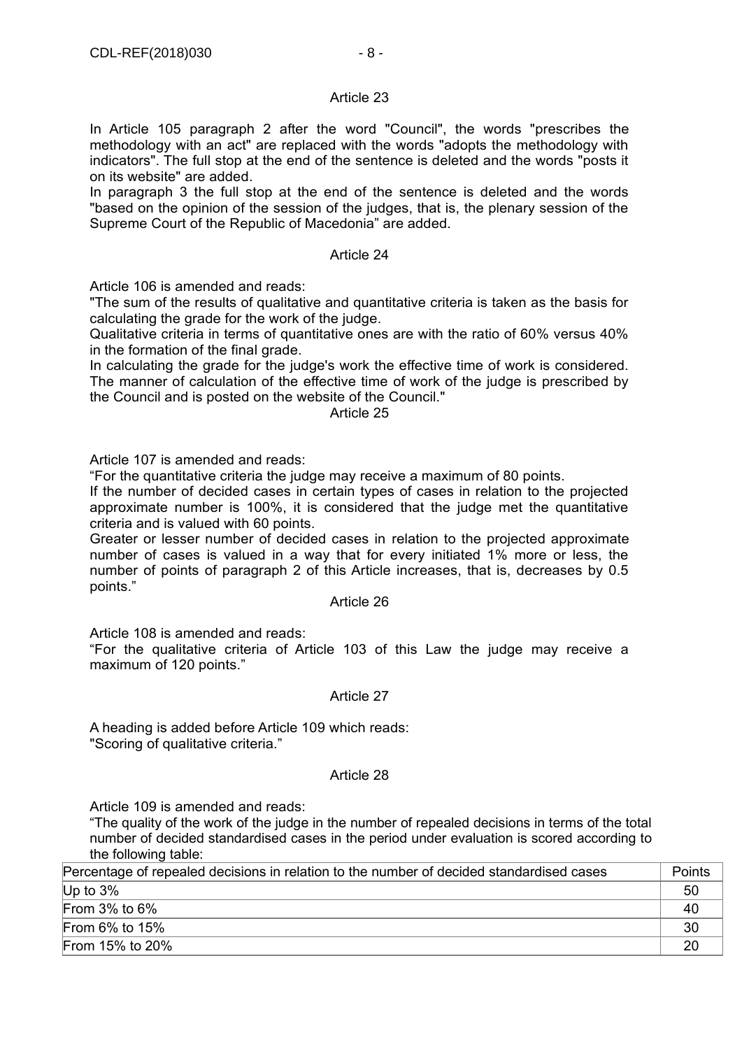Article 23

In Article 105 paragraph 2 after the word "Council", the words "prescribes the methodology with an act" are replaced with the words "adopts the methodology with indicators". The full stop at the end of the sentence is deleted and the words "posts it on its website" are added.

In paragraph 3 the full stop at the end of the sentence is deleted and the words "based on the opinion of the session of the judges, that is, the plenary session of the Supreme Court of the Republic of Macedonia" are added.

Article 24

Article 106 is amended and reads:

"The sum of the results of qualitative and quantitative criteria is taken as the basis for calculating the grade for the work of the judge.

Qualitative criteria in terms of quantitative ones are with the ratio of 60% versus 40% in the formation of the final grade.

In calculating the grade for the judge's work the effective time of work is considered. The manner of calculation of the effective time of work of the judge is prescribed by the Council and is posted on the website of the Council."

Article 25

Article 107 is amended and reads:

"For the quantitative criteria the judge may receive a maximum of 80 points.

If the number of decided cases in certain types of cases in relation to the projected approximate number is 100%, it is considered that the judge met the quantitative criteria and is valued with 60 points.

Greater or lesser number of decided cases in relation to the projected approximate number of cases is valued in a way that for every initiated 1% more or less, the number of points of paragraph 2 of this Article increases, that is, decreases by 0.5 points."

Article 26

Article 108 is amended and reads:

"For the qualitative criteria of Article 103 of this Law the judge may receive a maximum of 120 points."

Article 27

A heading is added before Article 109 which reads:

"Scoring of qualitative criteria."

Article 28

Article 109 is amended and reads:

"The quality of the work of the judge in the number of repealed decisions in terms of the total number of decided standardised cases in the period under evaluation is scored according to the following table:

| Percentage of repealed decisions in relation to the number of decided standardised cases | Points |
|---|---|
| Up to 3% | 50 |
| From 3% to 6% | 40 |
| From 6% to 15% | 30 |
| From 15% to 20% | 20 |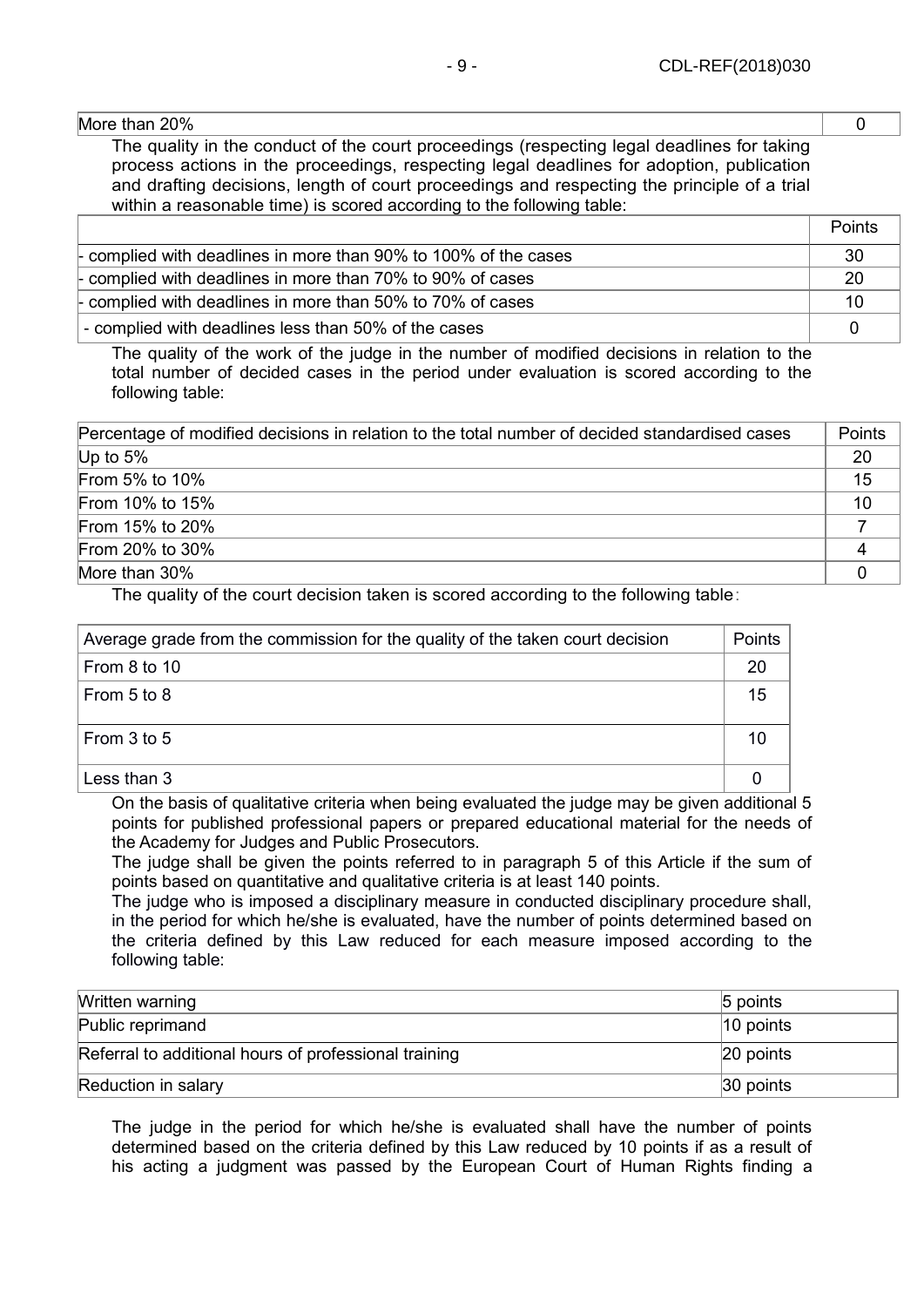| More than 20% | 0 |
|---|---|

The quality in the conduct of the court proceedings (respecting legal deadlines for taking process actions in the proceedings, respecting legal deadlines for adoption, publication and drafting decisions, length of court proceedings and respecting the principle of a trial within a reasonable time) is scored according to the following table:

| | Points |
|---|---|
| - complied with deadlines in more than 90% to 100% of the cases | 30 |
| - complied with deadlines in more than 70% to 90% of cases | 20 |
| - complied with deadlines in more than 50% to 70% of cases | 10 |
| - complied with deadlines less than 50% of the cases | 0 |

The quality of the work of the judge in the number of modified decisions in relation to the total number of decided cases in the period under evaluation is scored according to the following table:

| Percentage of modified decisions in relation to the total number of decided standardised cases | Points |
|---|---|
| Up to 5% | 20 |
| From 5% to 10% | 15 |
| From 10% to 15% | 10 |
| From 15% to 20% | 7 |
| From 20% to 30% | 4 |
| More than 30% | 0 |

The quality of the court decision taken is scored according to the following table:

| Average grade from the commission for the quality of the taken court decision | Points |
|---|---|
| From 8 to 10 | 20 |
| From 5 to 8 | 15 |
| From 3 to 5 | 10 |
| Less than 3 | 0 |

On the basis of qualitative criteria when being evaluated the judge may be given additional 5 points for published professional papers or prepared educational material for the needs of the Academy for Judges and Public Prosecutors.

The judge shall be given the points referred to in paragraph 5 of this Article if the sum of points based on quantitative and qualitative criteria is at least 140 points.

The judge who is imposed a disciplinary measure in conducted disciplinary procedure shall, in the period for which he/she is evaluated, have the number of points determined based on the criteria defined by this Law reduced for each measure imposed according to the following table:

| Written warning | 5 points |
|---|---|
| Public reprimand | 10 points |
| Referral to additional hours of professional training | 20 points |
| Reduction in salary | 30 points |

The judge in the period for which he/she is evaluated shall have the number of points determined based on the criteria defined by this Law reduced by 10 points if as a result of his acting a judgment was passed by the European Court of Human Rights finding a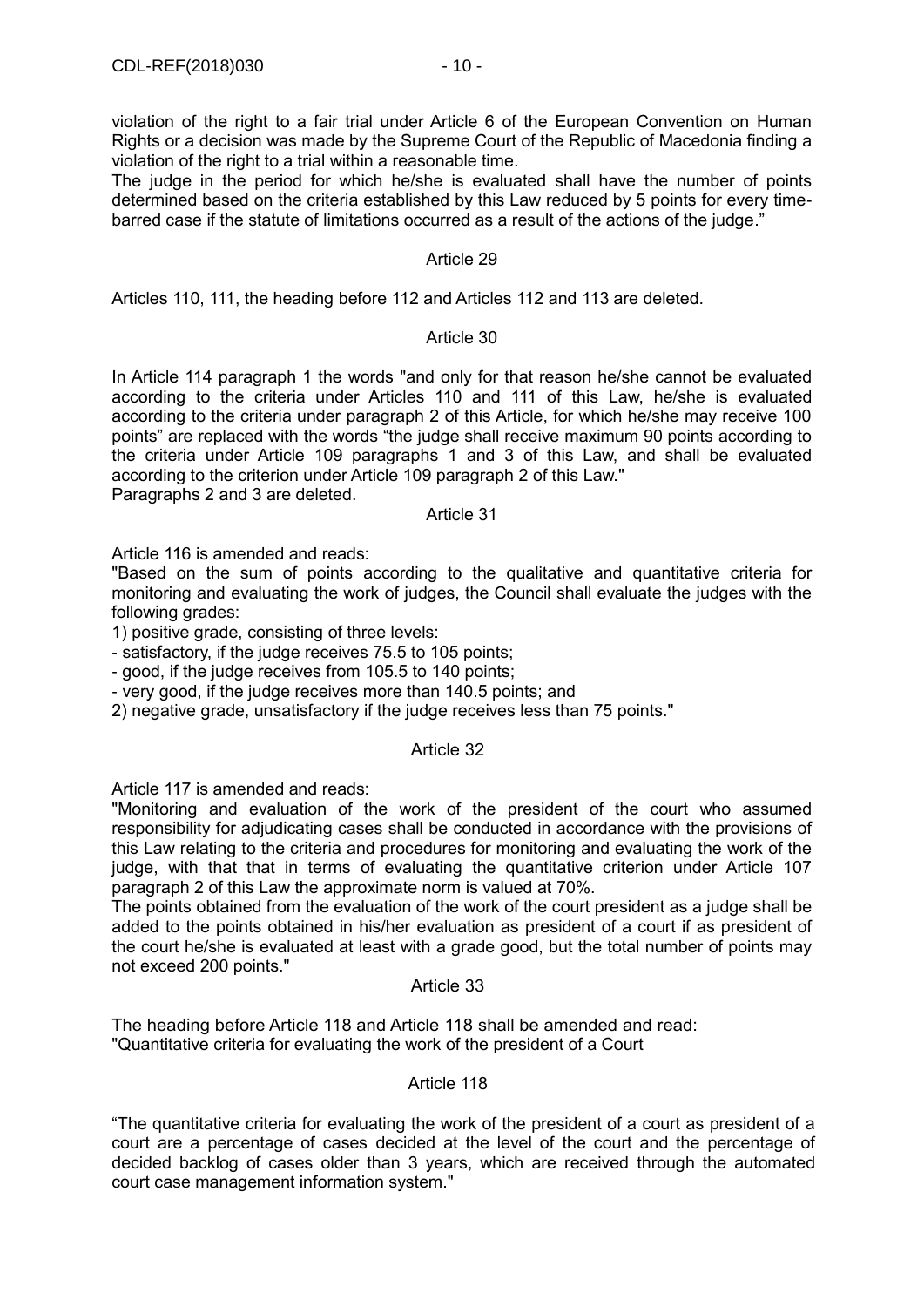violation of the right to a fair trial under Article 6 of the European Convention on Human Rights or a decision was made by the Supreme Court of the Republic of Macedonia finding a violation of the right to a trial within a reasonable time.

The judge in the period for which he/she is evaluated shall have the number of points determined based on the criteria established by this Law reduced by 5 points for every time-barred case if the statute of limitations occurred as a result of the actions of the judge."

Article 29

Articles 110, 111, the heading before 112 and Articles 112 and 113 are deleted.

Article 30

In Article 114 paragraph 1 the words "and only for that reason he/she cannot be evaluated according to the criteria under Articles 110 and 111 of this Law, he/she is evaluated according to the criteria under paragraph 2 of this Article, for which he/she may receive 100 points" are replaced with the words "the judge shall receive maximum 90 points according to the criteria under Article 109 paragraphs 1 and 3 of this Law, and shall be evaluated according to the criterion under Article 109 paragraph 2 of this Law."

Paragraphs 2 and 3 are deleted.

Article 31

Article 116 is amended and reads:

"Based on the sum of points according to the qualitative and quantitative criteria for monitoring and evaluating the work of judges, the Council shall evaluate the judges with the following grades:

1) positive grade, consisting of three levels:

- satisfactory, if the judge receives 75.5 to 105 points;
- good, if the judge receives from 105.5 to 140 points;
- very good, if the judge receives more than 140.5 points; and

2) negative grade, unsatisfactory if the judge receives less than 75 points."

Article 32

Article 117 is amended and reads:

"Monitoring and evaluation of the work of the president of the court who assumed responsibility for adjudicating cases shall be conducted in accordance with the provisions of this Law relating to the criteria and procedures for monitoring and evaluating the work of the judge, with that that in terms of evaluating the quantitative criterion under Article 107 paragraph 2 of this Law the approximate norm is valued at 70%.

The points obtained from the evaluation of the work of the court president as a judge shall be added to the points obtained in his/her evaluation as president of a court if as president of the court he/she is evaluated at least with a grade good, but the total number of points may not exceed 200 points."

Article 33

The heading before Article 118 and Article 118 shall be amended and read:

"Quantitative criteria for evaluating the work of the president of a Court

Article 118

"The quantitative criteria for evaluating the work of the president of a court as president of a court are a percentage of cases decided at the level of the court and the percentage of decided backlog of cases older than 3 years, which are received through the automated court case management information system."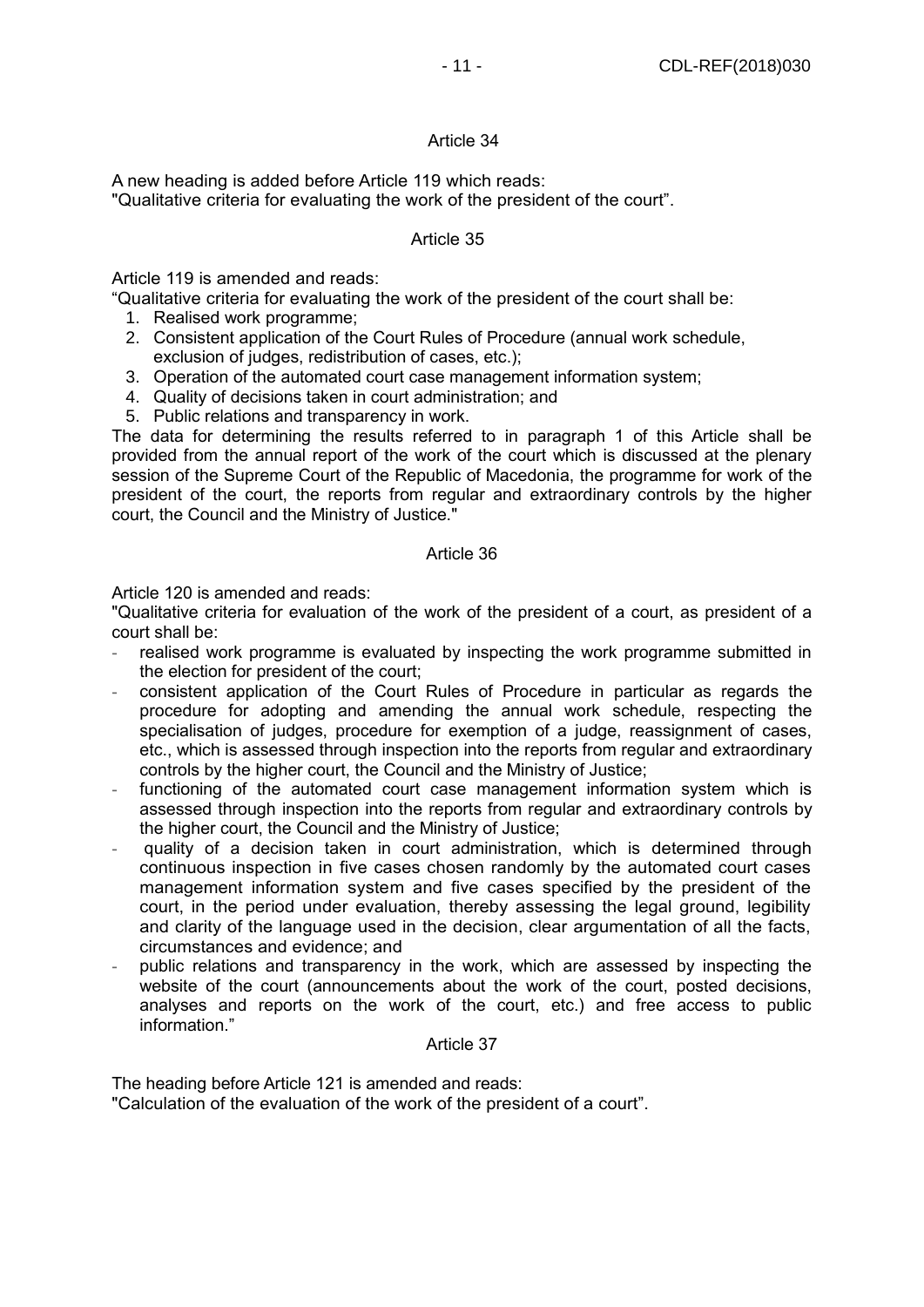Article 34

A new heading is added before Article 119 which reads:
"Qualitative criteria for evaluating the work of the president of the court".

Article 35

Article 119 is amended and reads:
"Qualitative criteria for evaluating the work of the president of the court shall be:

1. Realised work programme;
2. Consistent application of the Court Rules of Procedure (annual work schedule, exclusion of judges, redistribution of cases, etc.);
3. Operation of the automated court case management information system;
4. Quality of decisions taken in court administration; and
5. Public relations and transparency in work.

The data for determining the results referred to in paragraph 1 of this Article shall be provided from the annual report of the work of the court which is discussed at the plenary session of the Supreme Court of the Republic of Macedonia, the programme for work of the president of the court, the reports from regular and extraordinary controls by the higher court, the Council and the Ministry of Justice."

Article 36

Article 120 is amended and reads:
"Qualitative criteria for evaluation of the work of the president of a court, as president of a court shall be:

- realised work programme is evaluated by inspecting the work programme submitted in the election for president of the court;
- consistent application of the Court Rules of Procedure in particular as regards the procedure for adopting and amending the annual work schedule, respecting the specialisation of judges, procedure for exemption of a judge, reassignment of cases, etc., which is assessed through inspection into the reports from regular and extraordinary controls by the higher court, the Council and the Ministry of Justice;
- functioning of the automated court case management information system which is assessed through inspection into the reports from regular and extraordinary controls by the higher court, the Council and the Ministry of Justice;
- quality of a decision taken in court administration, which is determined through continuous inspection in five cases chosen randomly by the automated court cases management information system and five cases specified by the president of the court, in the period under evaluation, thereby assessing the legal ground, legibility and clarity of the language used in the decision, clear argumentation of all the facts, circumstances and evidence; and
- public relations and transparency in the work, which are assessed by inspecting the website of the court (announcements about the work of the court, posted decisions, analyses and reports on the work of the court, etc.) and free access to public information."

Article 37

The heading before Article 121 is amended and reads:
"Calculation of the evaluation of the work of the president of a court".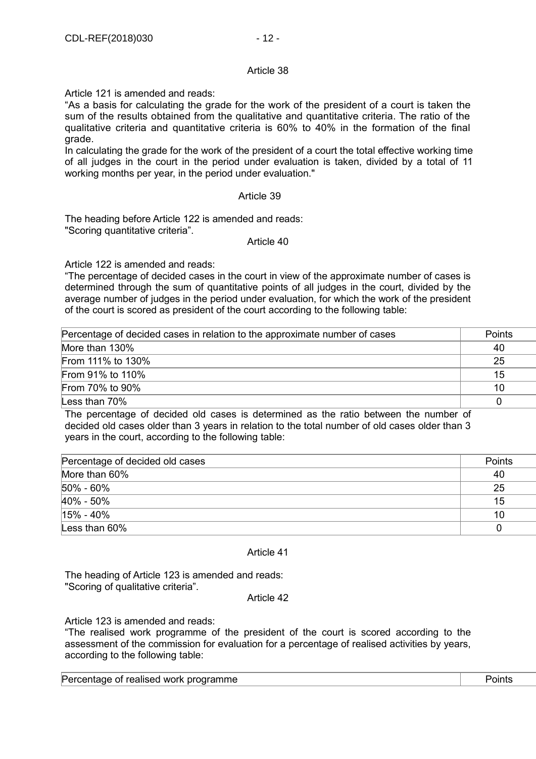Article 38

Article 121 is amended and reads:

"As a basis for calculating the grade for the work of the president of a court is taken the sum of the results obtained from the qualitative and quantitative criteria. The ratio of the qualitative criteria and quantitative criteria is 60% to 40% in the formation of the final grade.

In calculating the grade for the work of the president of a court the total effective working time of all judges in the court in the period under evaluation is taken, divided by a total of 11 working months per year, in the period under evaluation."

Article 39

The heading before Article 122 is amended and reads:

"Scoring quantitative criteria".

Article 40

Article 122 is amended and reads:

"The percentage of decided cases in the court in view of the approximate number of cases is determined through the sum of quantitative points of all judges in the court, divided by the average number of judges in the period under evaluation, for which the work of the president of the court is scored as president of the court according to the following table:

| Percentage of decided cases in relation to the approximate number of cases | Points |
|---|---|
| More than 130% | 40 |
| From 111% to 130% | 25 |
| From 91% to 110% | 15 |
| From 70% to 90% | 10 |
| Less than 70% | 0 |

The percentage of decided old cases is determined as the ratio between the number of decided old cases older than 3 years in relation to the total number of old cases older than 3 years in the court, according to the following table:

| Percentage of decided old cases | Points |
|---|---|
| More than 60% | 40 |
| 50% - 60% | 25 |
| 40% - 50% | 15 |
| 15% - 40% | 10 |
| Less than 60% | 0 |

Article 41

The heading of Article 123 is amended and reads:

"Scoring of qualitative criteria".

Article 42

Article 123 is amended and reads:

"The realised work programme of the president of the court is scored according to the assessment of the commission for evaluation for a percentage of realised activities by years, according to the following table:

| Percentage of realised work programme | Points |
|---|---|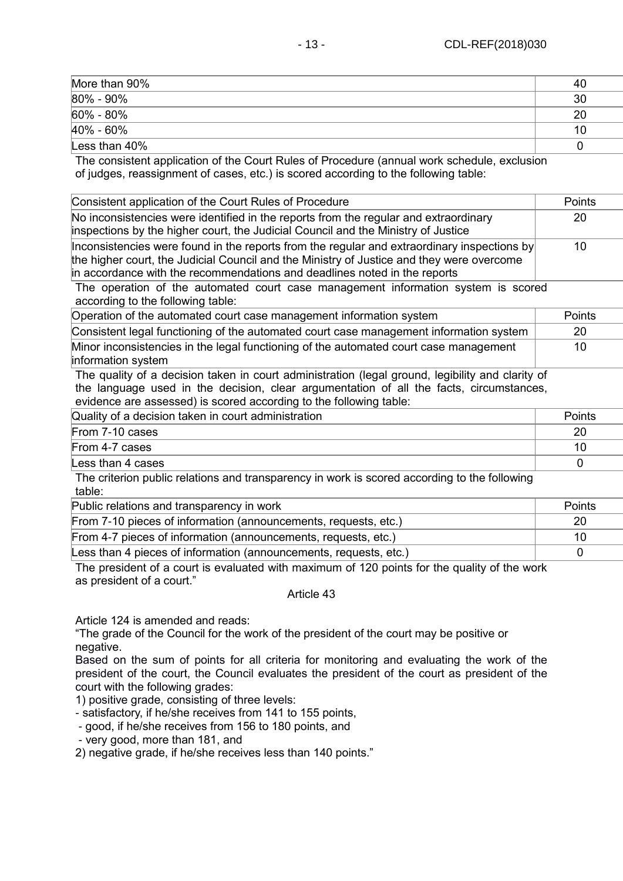| | |
|---|---|
| More than 90% | 40 |
| 80% - 90% | 30 |
| 60% - 80% | 20 |
| 40% - 60% | 10 |
| Less than 40% | 0 |

The consistent application of the Court Rules of Procedure (annual work schedule, exclusion of judges, reassignment of cases, etc.) is scored according to the following table:

| Consistent application of the Court Rules of Procedure | Points |
|---|---|
| No inconsistencies were identified in the reports from the regular and extraordinary inspections by the higher court, the Judicial Council and the Ministry of Justice | 20 |
| Inconsistencies were found in the reports from the regular and extraordinary inspections by the higher court, the Judicial Council and the Ministry of Justice and they were overcome in accordance with the recommendations and deadlines noted in the reports | 10 |

The operation of the automated court case management information system is scored according to the following table:

| Operation of the automated court case management information system | Points |
|---|---|
| Consistent legal functioning of the automated court case management information system | 20 |
| Minor inconsistencies in the legal functioning of the automated court case management information system | 10 |

The quality of a decision taken in court administration (legal ground, legibility and clarity of the language used in the decision, clear argumentation of all the facts, circumstances, evidence are assessed) is scored according to the following table:

| Quality of a decision taken in court administration | Points |
|---|---|
| From 7-10 cases | 20 |
| From 4-7 cases | 10 |
| Less than 4 cases | 0 |

The criterion public relations and transparency in work is scored according to the following table:

| Public relations and transparency in work | Points |
|---|---|
| From 7-10 pieces of information (announcements, requests, etc.) | 20 |
| From 4-7 pieces of information (announcements, requests, etc.) | 10 |
| Less than 4 pieces of information (announcements, requests, etc.) | 0 |

The president of a court is evaluated with maximum of 120 points for the quality of the work as president of a court."

Article 43

Article 124 is amended and reads:

"The grade of the Council for the work of the president of the court may be positive or negative.

Based on the sum of points for all criteria for monitoring and evaluating the work of the president of the court, the Council evaluates the president of the court as president of the court with the following grades:

1) positive grade, consisting of three levels:

- satisfactory, if he/she receives from 141 to 155 points,
- good, if he/she receives from 156 to 180 points, and
- very good, more than 181, and

2) negative grade, if he/she receives less than 140 points."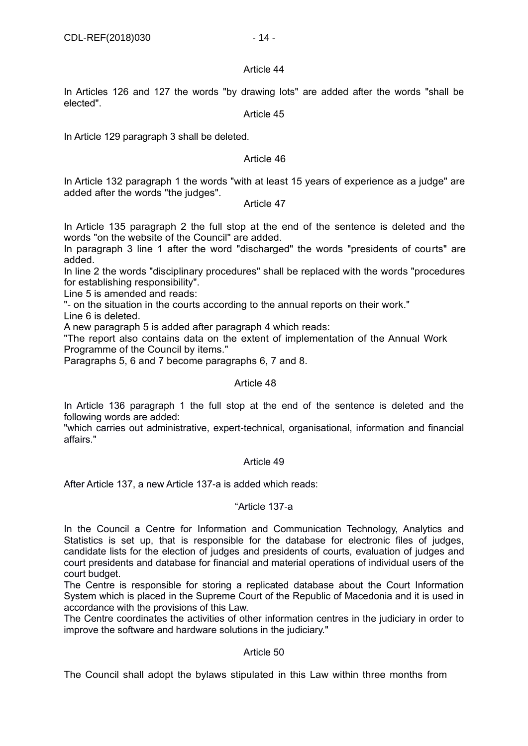### Article 44

In Articles 126 and 127 the words "by drawing lots" are added after the words "shall be elected".

### Article 45

In Article 129 paragraph 3 shall be deleted.

### Article 46

In Article 132 paragraph 1 the words "with at least 15 years of experience as a judge" are added after the words "the judges".

### Article 47

In Article 135 paragraph 2 the full stop at the end of the sentence is deleted and the words "on the website of the Council" are added.

In paragraph 3 line 1 after the word "discharged" the words "presidents of courts" are added.

In line 2 the words "disciplinary procedures" shall be replaced with the words "procedures for establishing responsibility".

Line 5 is amended and reads:

"- on the situation in the courts according to the annual reports on their work."

Line 6 is deleted.

A new paragraph 5 is added after paragraph 4 which reads:

"The report also contains data on the extent of implementation of the Annual Work Programme of the Council by items."

Paragraphs 5, 6 and 7 become paragraphs 6, 7 and 8.

### Article 48

In Article 136 paragraph 1 the full stop at the end of the sentence is deleted and the following words are added:

"which carries out administrative, expert-technical, organisational, information and financial affairs."

### Article 49

After Article 137, a new Article 137-a is added which reads:

“Article 137-a

In the Council a Centre for Information and Communication Technology, Analytics and Statistics is set up, that is responsible for the database for electronic files of judges, candidate lists for the election of judges and presidents of courts, evaluation of judges and court presidents and database for financial and material operations of individual users of the court budget.

The Centre is responsible for storing a replicated database about the Court Information System which is placed in the Supreme Court of the Republic of Macedonia and it is used in accordance with the provisions of this Law.

The Centre coordinates the activities of other information centres in the judiciary in order to improve the software and hardware solutions in the judiciary."

### Article 50

The Council shall adopt the bylaws stipulated in this Law within three months from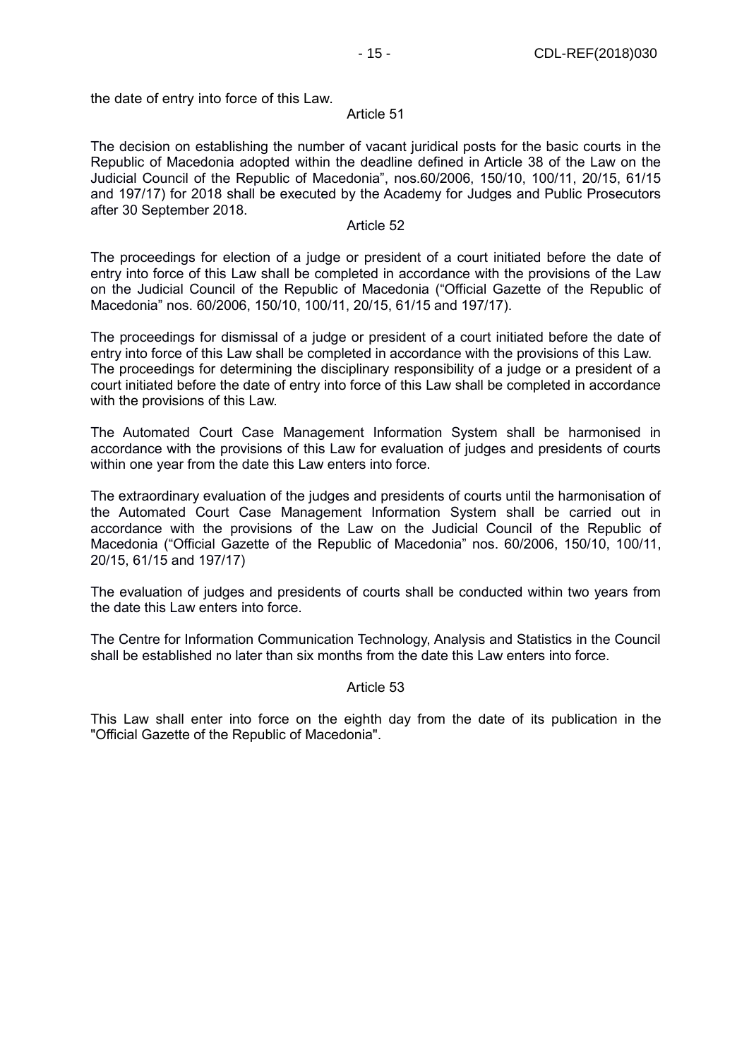the date of entry into force of this Law.

Article 51

The decision on establishing the number of vacant juridical posts for the basic courts in the Republic of Macedonia adopted within the deadline defined in Article 38 of the Law on the Judicial Council of the Republic of Macedonia", nos.60/2006, 150/10, 100/11, 20/15, 61/15 and 197/17) for 2018 shall be executed by the Academy for Judges and Public Prosecutors after 30 September 2018.

Article 52

The proceedings for election of a judge or president of a court initiated before the date of entry into force of this Law shall be completed in accordance with the provisions of the Law on the Judicial Council of the Republic of Macedonia ("Official Gazette of the Republic of Macedonia" nos. 60/2006, 150/10, 100/11, 20/15, 61/15 and 197/17).

The proceedings for dismissal of a judge or president of a court initiated before the date of entry into force of this Law shall be completed in accordance with the provisions of this Law. The proceedings for determining the disciplinary responsibility of a judge or a president of a court initiated before the date of entry into force of this Law shall be completed in accordance with the provisions of this Law.

The Automated Court Case Management Information System shall be harmonised in accordance with the provisions of this Law for evaluation of judges and presidents of courts within one year from the date this Law enters into force.

The extraordinary evaluation of the judges and presidents of courts until the harmonisation of the Automated Court Case Management Information System shall be carried out in accordance with the provisions of the Law on the Judicial Council of the Republic of Macedonia ("Official Gazette of the Republic of Macedonia" nos. 60/2006, 150/10, 100/11, 20/15, 61/15 and 197/17)

The evaluation of judges and presidents of courts shall be conducted within two years from the date this Law enters into force.

The Centre for Information Communication Technology, Analysis and Statistics in the Council shall be established no later than six months from the date this Law enters into force.

Article 53

This Law shall enter into force on the eighth day from the date of its publication in the "Official Gazette of the Republic of Macedonia".